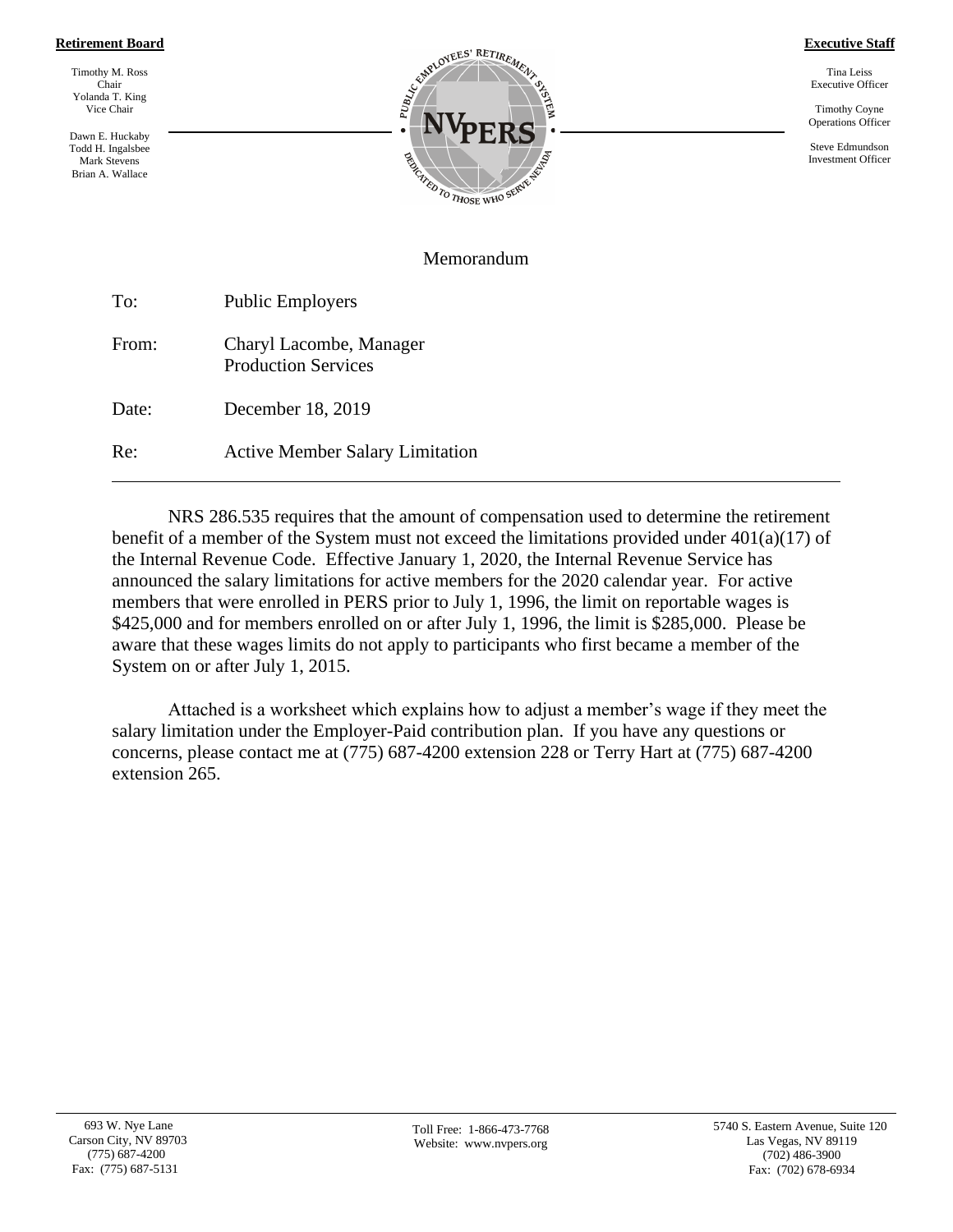**Retirement Board**

Timothy M. Ross
Chair
Yolanda T. King
Vice Chair

Dawn E. Huckaby
Todd H. Ingalsbee
Mark Stevens
Brian A. Wallace

PUBLIC EMPLOYEES' RETIREMENT SYSTEM
NVPERS
DEDICATED TO THOSE WHO SERVE NEVADA

**Executive Staff**

Tina Leiss
Executive Officer

Timothy Coyne
Operations Officer

Steve Edmundson
Investment Officer

# Memorandum

To: Public Employers

From: Charyl Lacombe, Manager
Production Services

Date: December 18, 2019

Re: Active Member Salary Limitation

---

NRS 286.535 requires that the amount of compensation used to determine the retirement benefit of a member of the System must not exceed the limitations provided under 401(a)(17) of the Internal Revenue Code. Effective January 1, 2020, the Internal Revenue Service has announced the salary limitations for active members for the 2020 calendar year. For active members that were enrolled in PERS prior to July 1, 1996, the limit on reportable wages is $425,000 and for members enrolled on or after July 1, 1996, the limit is $285,000. Please be aware that these wages limits do not apply to participants who first became a member of the System on or after July 1, 2015.

Attached is a worksheet which explains how to adjust a member's wage if they meet the salary limitation under the Employer-Paid contribution plan. If you have any questions or concerns, please contact me at (775) 687-4200 extension 228 or Terry Hart at (775) 687-4200 extension 265.

693 W. Nye Lane
Carson City, NV 89703
(775) 687-4200
Fax: (775) 687-5131

Toll Free: 1-866-473-7768
Website: www.nvpers.org

5740 S. Eastern Avenue, Suite 120
Las Vegas, NV 89119
(702) 486-3900
Fax: (702) 678-6934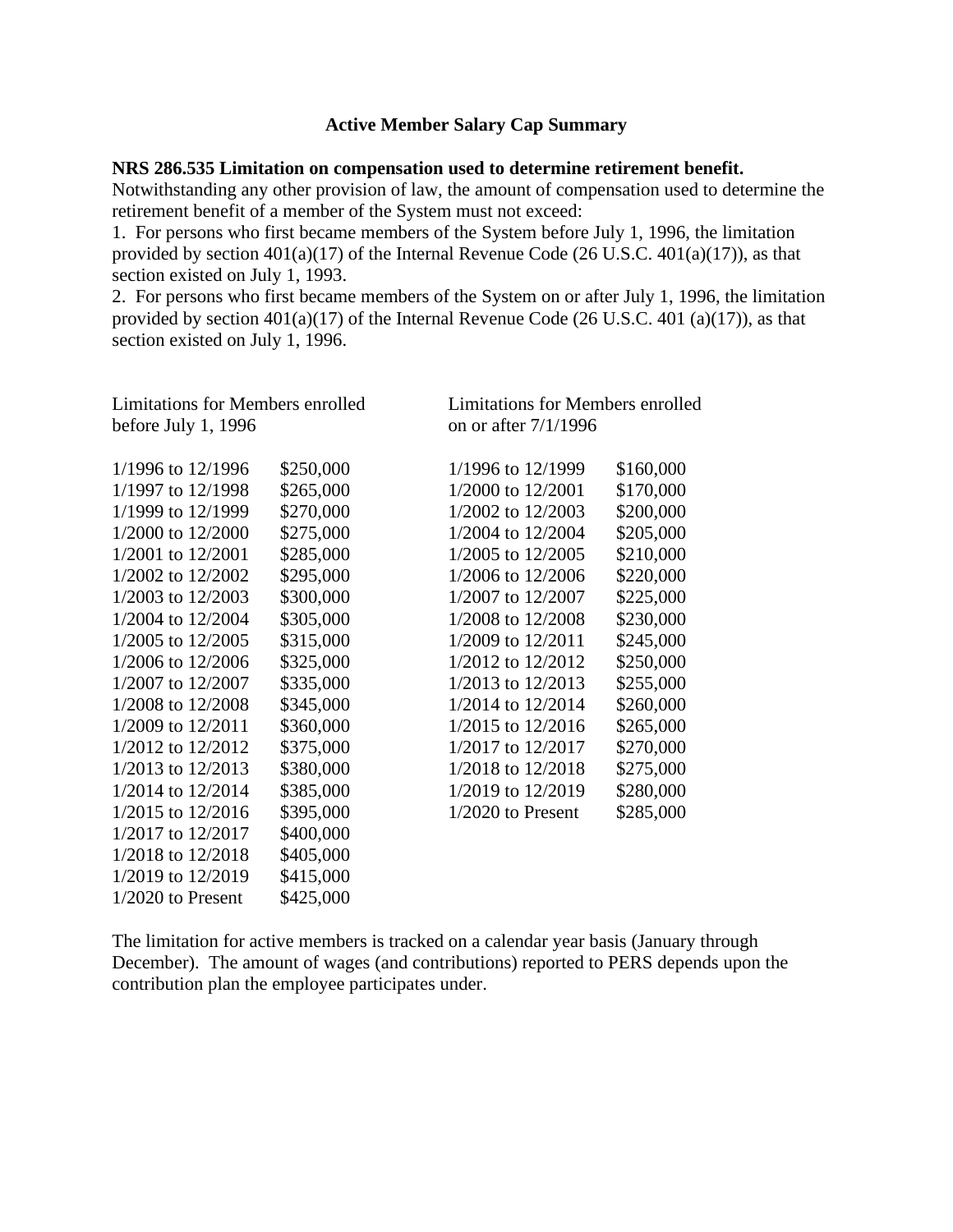# Active Member Salary Cap Summary

**NRS 286.535 Limitation on compensation used to determine retirement benefit.** Notwithstanding any other provision of law, the amount of compensation used to determine the retirement benefit of a member of the System must not exceed:

1. For persons who first became members of the System before July 1, 1996, the limitation provided by section 401(a)(17) of the Internal Revenue Code (26 U.S.C. 401(a)(17)), as that section existed on July 1, 1993.
2. For persons who first became members of the System on or after July 1, 1996, the limitation provided by section 401(a)(17) of the Internal Revenue Code (26 U.S.C. 401 (a)(17)), as that section existed on July 1, 1996.

| Limitations for Members enrolled before July 1, 1996 | | Limitations for Members enrolled on or after 7/1/1996 | |
|---|---|---|---|
| 1/1996 to 12/1996 | $250,000 | 1/1996 to 12/1999 | $160,000 |
| 1/1997 to 12/1998 | $265,000 | 1/2000 to 12/2001 | $170,000 |
| 1/1999 to 12/1999 | $270,000 | 1/2002 to 12/2003 | $200,000 |
| 1/2000 to 12/2000 | $275,000 | 1/2004 to 12/2004 | $205,000 |
| 1/2001 to 12/2001 | $285,000 | 1/2005 to 12/2005 | $210,000 |
| 1/2002 to 12/2002 | $295,000 | 1/2006 to 12/2006 | $220,000 |
| 1/2003 to 12/2003 | $300,000 | 1/2007 to 12/2007 | $225,000 |
| 1/2004 to 12/2004 | $305,000 | 1/2008 to 12/2008 | $230,000 |
| 1/2005 to 12/2005 | $315,000 | 1/2009 to 12/2011 | $245,000 |
| 1/2006 to 12/2006 | $325,000 | 1/2012 to 12/2012 | $250,000 |
| 1/2007 to 12/2007 | $335,000 | 1/2013 to 12/2013 | $255,000 |
| 1/2008 to 12/2008 | $345,000 | 1/2014 to 12/2014 | $260,000 |
| 1/2009 to 12/2011 | $360,000 | 1/2015 to 12/2016 | $265,000 |
| 1/2012 to 12/2012 | $375,000 | 1/2017 to 12/2017 | $270,000 |
| 1/2013 to 12/2013 | $380,000 | 1/2018 to 12/2018 | $275,000 |
| 1/2014 to 12/2014 | $385,000 | 1/2019 to 12/2019 | $280,000 |
| 1/2015 to 12/2016 | $395,000 | 1/2020 to Present | $285,000 |
| 1/2017 to 12/2017 | $400,000 | | |
| 1/2018 to 12/2018 | $405,000 | | |
| 1/2019 to 12/2019 | $415,000 | | |
| 1/2020 to Present | $425,000 | | |

The limitation for active members is tracked on a calendar year basis (January through December). The amount of wages (and contributions) reported to PERS depends upon the contribution plan the employee participates under.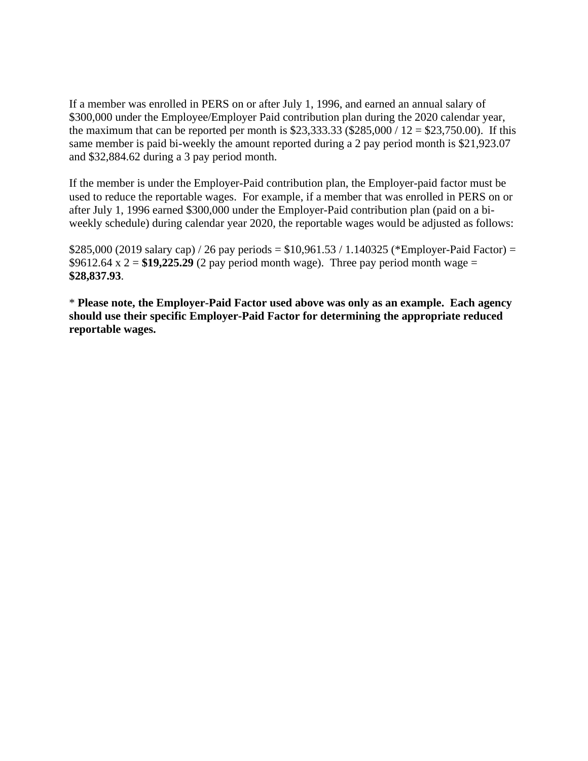If a member was enrolled in PERS on or after July 1, 1996, and earned an annual salary of $300,000 under the Employee/Employer Paid contribution plan during the 2020 calendar year, the maximum that can be reported per month is $23,333.33 ($285,000 / 12 = $23,750.00). If this same member is paid bi-weekly the amount reported during a 2 pay period month is $21,923.07 and $32,884.62 during a 3 pay period month.

If the member is under the Employer-Paid contribution plan, the Employer-paid factor must be used to reduce the reportable wages. For example, if a member that was enrolled in PERS on or after July 1, 1996 earned $300,000 under the Employer-Paid contribution plan (paid on a bi-weekly schedule) during calendar year 2020, the reportable wages would be adjusted as follows:

$285,000 (2019 salary cap) / 26 pay periods = $10,961.53 / 1.140325 (*Employer-Paid Factor) = $9612.64 x 2 = **$19,225.29** (2 pay period month wage). Three pay period month wage = **$28,837.93**.

* **Please note, the Employer-Paid Factor used above was only as an example. Each agency should use their specific Employer-Paid Factor for determining the appropriate reduced reportable wages.**